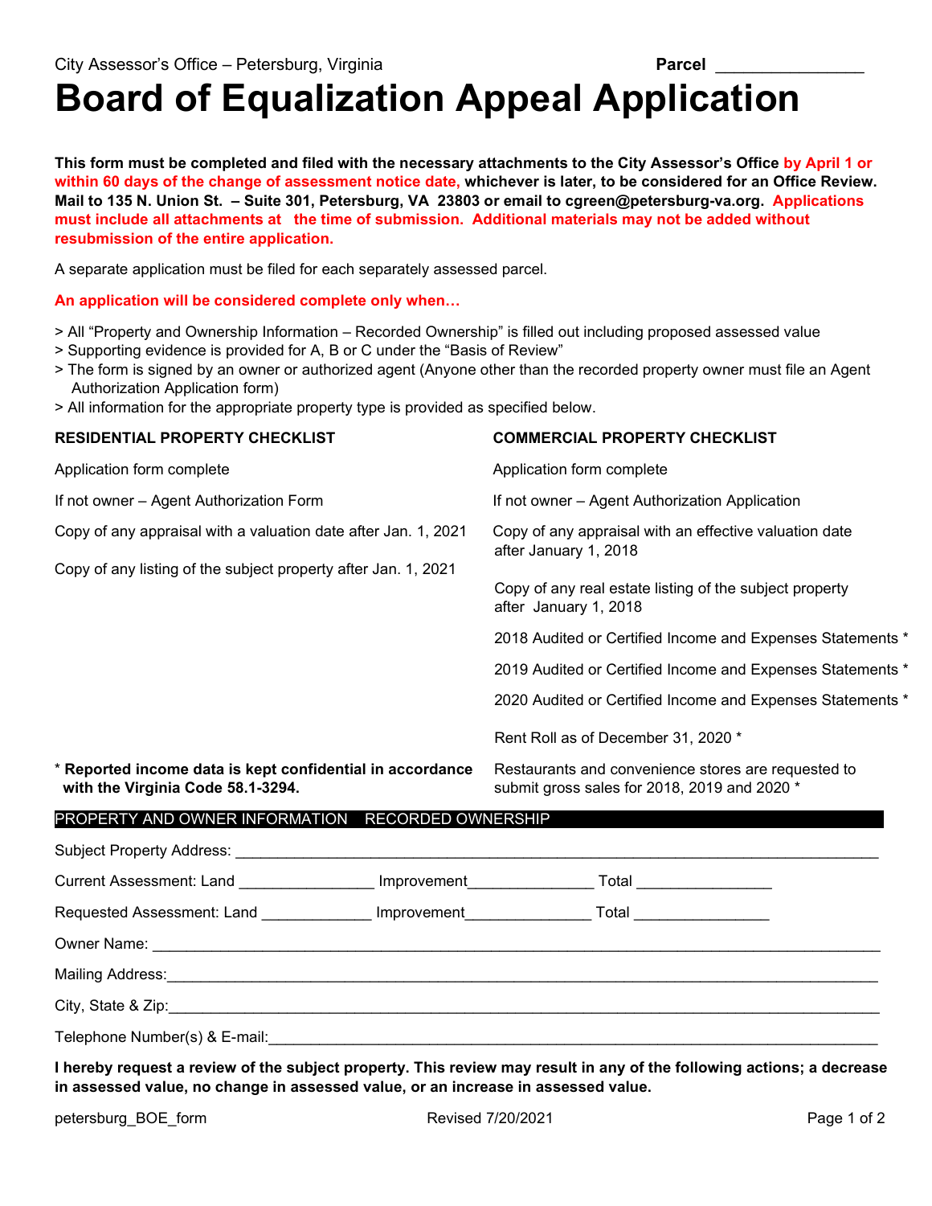City Assessor's Office – Petersburg, Virginia **Parcel** _______________

# Board of Equalization Appeal Application

**This form must be completed and filed with the necessary attachments to the City Assessor's Office by April 1 or within 60 days of the change of assessment notice date, whichever is later, to be considered for an Office Review. Mail to 135 N. Union St. – Suite 301, Petersburg, VA 23803 or email to cgreen@petersburg-va.org. Applications must include all attachments at the time of submission. Additional materials may not be added without resubmission of the entire application.**

A separate application must be filed for each separately assessed parcel.

**An application will be considered complete only when…**

> All "Property and Ownership Information – Recorded Ownership" is filled out including proposed assessed value
> Supporting evidence is provided for A, B or C under the "Basis of Review"
> The form is signed by an owner or authorized agent (Anyone other than the recorded property owner must file an Agent Authorization Application form)
> All information for the appropriate property type is provided as specified below.

**RESIDENTIAL PROPERTY CHECKLIST**

Application form complete

If not owner – Agent Authorization Form

Copy of any appraisal with a valuation date after Jan. 1, 2021

Copy of any listing of the subject property after Jan. 1, 2021

**COMMERCIAL PROPERTY CHECKLIST**

Application form complete

If not owner – Agent Authorization Application

Copy of any appraisal with an effective valuation date after January 1, 2018

Copy of any real estate listing of the subject property after January 1, 2018

2018 Audited or Certified Income and Expenses Statements *

2019 Audited or Certified Income and Expenses Statements *

2020 Audited or Certified Income and Expenses Statements *

Rent Roll as of December 31, 2020 *

Restaurants and convenience stores are requested to submit gross sales for 2018, 2019 and 2020 *

* **Reported income data is kept confidential in accordance with the Virginia Code 58.1-3294.**

## PROPERTY AND OWNER INFORMATION RECORDED OWNERSHIP

Subject Property Address: ____________________________________________

Current Assessment: Land ________________ Improvement_______________ Total ________________

Requested Assessment: Land _____________ Improvement_______________ Total ________________

Owner Name: ____________________________________________

Mailing Address: ____________________________________________

City, State & Zip: ____________________________________________

Telephone Number(s) & E-mail: ____________________________________________

**I hereby request a review of the subject property. This review may result in any of the following actions; a decrease in assessed value, no change in assessed value, or an increase in assessed value.**

petersburg_BOE_form Revised 7/20/2021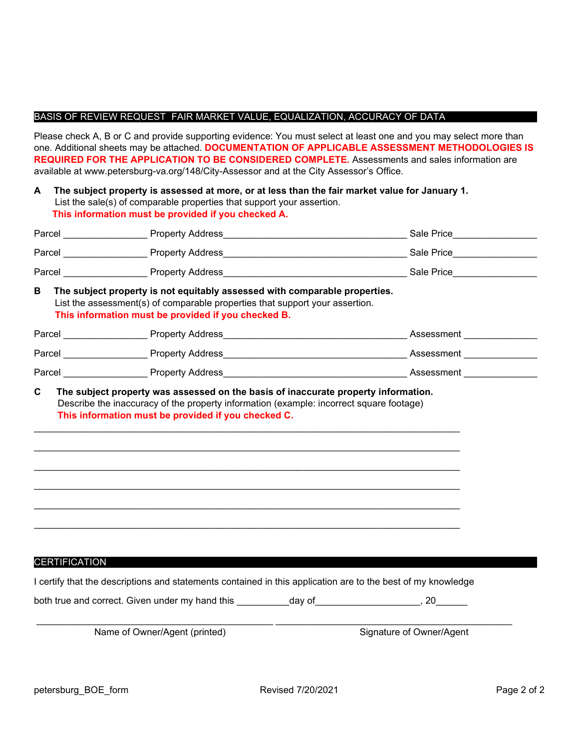## BASIS OF REVIEW REQUEST FAIR MARKET VALUE, EQUALIZATION, ACCURACY OF DATA

Please check A, B or C and provide supporting evidence: You must select at least one and you may select more than one. Additional sheets may be attached. **DOCUMENTATION OF APPLICABLE ASSESSMENT METHODOLOGIES IS REQUIRED FOR THE APPLICATION TO BE CONSIDERED COMPLETE.** Assessments and sales information are available at www.petersburg-va.org/148/City-Assessor and at the City Assessor's Office.

**A The subject property is assessed at more, or at less than the fair market value for January 1.**
List the sale(s) of comparable properties that support your assertion.
**This information must be provided if you checked A.**

Parcel ________________ Property Address_____________________________________ Sale Price________________

Parcel ________________ Property Address_____________________________________ Sale Price________________

Parcel ________________ Property Address_____________________________________ Sale Price________________

**B The subject property is not equitably assessed with comparable properties.**
List the assessment(s) of comparable properties that support your assertion.
**This information must be provided if you checked B.**

Parcel ________________ Property Address_____________________________________ Assessment ______________

Parcel ________________ Property Address_____________________________________ Assessment ______________

Parcel ________________ Property Address_____________________________________ Assessment ______________

**C The subject property was assessed on the basis of inaccurate property information.**
Describe the inaccuracy of the property information (example: incorrect square footage)
**This information must be provided if you checked C.**

______________________________________________________________________________

______________________________________________________________________________

______________________________________________________________________________

______________________________________________________________________________

______________________________________________________________________________

______________________________________________________________________________

## CERTIFICATION

I certify that the descriptions and statements contained in this application are to the best of my knowledge

both true and correct. Given under my hand this __________day of____________________, 20______

_____________________________________________ _____________________________________________

Name of Owner/Agent (printed) Signature of Owner/Agent

petersburg_BOE_form Revised 7/20/2021